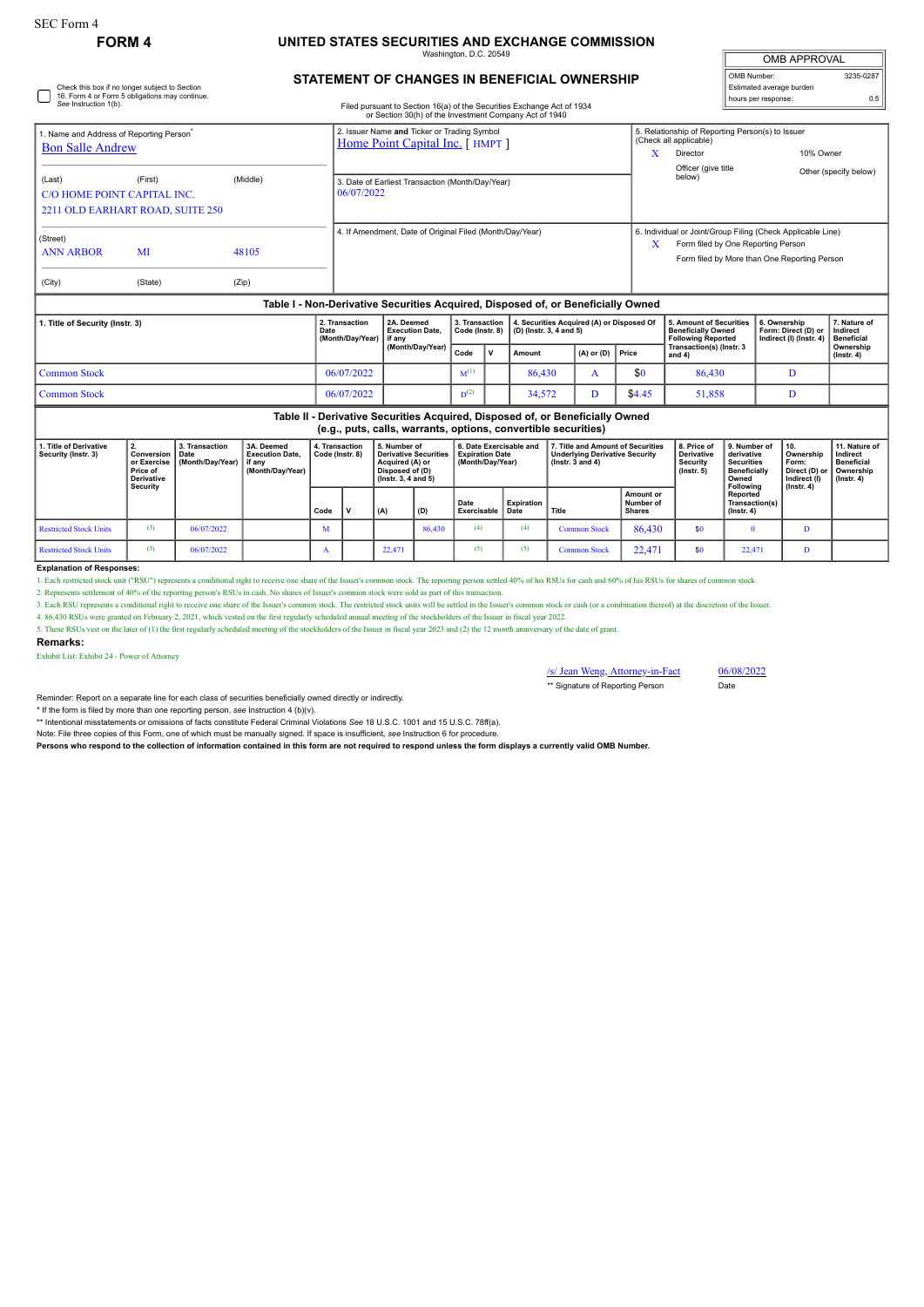SEC Form 4

# FORM 4

## UNITED STATES SECURITIES AND EXCHANGE COMMISSION

Washington, D.C. 20549

## STATEMENT OF CHANGES IN BENEFICIAL OWNERSHIP

Filed pursuant to Section 16(a) of the Securities Exchange Act of 1934 or Section 30(h) of the Investment Company Act of 1940

| OMB APPROVAL | |
|---|---|
| OMB Number: | 3235-0287 |
| Estimated average burden | |
| hours per response: | 0.5 |

☐ Check this box if no longer subject to Section 16. Form 4 or Form 5 obligations may continue. *See* Instruction 1(b).

1. Name and Address of Reporting Person*
Bon Salle Andrew

(Last) (First) (Middle)
C/O HOME POINT CAPITAL INC.
2211 OLD EARHART ROAD, SUITE 250

(Street)
ANN ARBOR MI 48105

(City) (State) (Zip)

2. Issuer Name **and** Ticker or Trading Symbol
Home Point Capital Inc. [ HMPT ]

3. Date of Earliest Transaction (Month/Day/Year)
06/07/2022

4. If Amendment, Date of Original Filed (Month/Day/Year)

5. Relationship of Reporting Person(s) to Issuer (Check all applicable)
X Director
10% Owner
Officer (give title below)
Other (specify below)

6. Individual or Joint/Group Filing (Check Applicable Line)
X Form filed by One Reporting Person
Form filed by More than One Reporting Person

### Table I - Non-Derivative Securities Acquired, Disposed of, or Beneficially Owned

| 1. Title of Security (Instr. 3) | 2. Transaction Date (Month/Day/Year) | 2A. Deemed Execution Date, if any (Month/Day/Year) | 3. Transaction Code (Instr. 8) | | 4. Securities Acquired (A) or Disposed Of (D) (Instr. 3, 4 and 5) | | | 5. Amount of Securities Beneficially Owned Following Reported Transaction(s) (Instr. 3 and 4) | 6. Ownership Form: Direct (D) or Indirect (I) (Instr. 4) | 7. Nature of Indirect Beneficial Ownership (Instr. 4) |
|---|---|---|---|---|---|---|---|---|---|---|
| | | | Code | V | Amount | (A) or (D) | Price | | | |
| Common Stock | 06/07/2022 | | M[(1)] | | 86,430 | A | $0 | 86,430 | D | |
| Common Stock | 06/07/2022 | | D[(2)] | | 34,572 | D | $4.45 | 51,858 | D | |

### Table II - Derivative Securities Acquired, Disposed of, or Beneficially Owned (e.g., puts, calls, warrants, options, convertible securities)

| 1. Title of Derivative Security (Instr. 3) | 2. Conversion or Exercise Price of Derivative Security | 3. Transaction Date (Month/Day/Year) | 3A. Deemed Execution Date, if any (Month/Day/Year) | 4. Transaction Code (Instr. 8) | | 5. Number of Derivative Securities Acquired (A) or Disposed of (D) (Instr. 3, 4 and 5) | | 6. Date Exercisable and Expiration Date (Month/Day/Year) | | 7. Title and Amount of Securities Underlying Derivative Security (Instr. 3 and 4) | | 8. Price of Derivative Security (Instr. 5) | 9. Number of derivative Securities Beneficially Owned Following Reported Transaction(s) (Instr. 4) | 10. Ownership Form: Direct (D) or Indirect (I) (Instr. 4) | 11. Nature of Indirect Beneficial Ownership (Instr. 4) |
|---|---|---|---|---|---|---|---|---|---|---|---|---|---|---|---|
| | | | | Code | V | (A) | (D) | Date Exercisable | Expiration Date | Title | Amount or Number of Shares | | | | |
| Restricted Stock Units | (3) | 06/07/2022 | | M | | | 86,430 | (4) | (4) | Common Stock | 86,430 | $0 | 0 | D | |
| Restricted Stock Units | (3) | 06/07/2022 | | A | | 22,471 | | (5) | (5) | Common Stock | 22,471 | $0 | 22,471 | D | |

**Explanation of Responses:**

1. Each restricted stock unit ("RSU") represents a conditional right to receive one share of the Issuer's common stock. The reporting person settled 40% of his RSUs for cash and 60% of his RSUs for shares of common stock.
2. Represents settlement of 40% of the reporting person's RSUs in cash. No shares of Issuer's common stock were sold as part of this transaction.
3. Each RSU represents a conditional right to receive one share of the Issuer's common stock. The restricted stock units will be settled in the Issuer's common stock or cash (or a combination thereof) at the discretion of the Issuer.
4. 86,430 RSUs were granted on February 2, 2021, which vested on the first regularly scheduled annual meeting of the stockholders of the Issuer in fiscal year 2022.
5. These RSUs vest on the later of (1) the first regularly scheduled meeting of the stockholders of the Issuer in fiscal year 2023 and (2) the 12 month anniversary of the date of grant.

**Remarks:**

Exhibit List: Exhibit 24 - Power of Attorney

/s/ Jean Weng, Attorney-in-Fact    06/08/2022

** Signature of Reporting Person    Date

Reminder: Report on a separate line for each class of securities beneficially owned directly or indirectly.

* If the form is filed by more than one reporting person, *see* Instruction 4 (b)(v).

** Intentional misstatements or omissions of facts constitute Federal Criminal Violations *See* 18 U.S.C. 1001 and 15 U.S.C. 78ff(a).

Note: File three copies of this Form, one of which must be manually signed. If space is insufficient, *see* Instruction 6 for procedure.

**Persons who respond to the collection of information contained in this form are not required to respond unless the form displays a currently valid OMB Number.**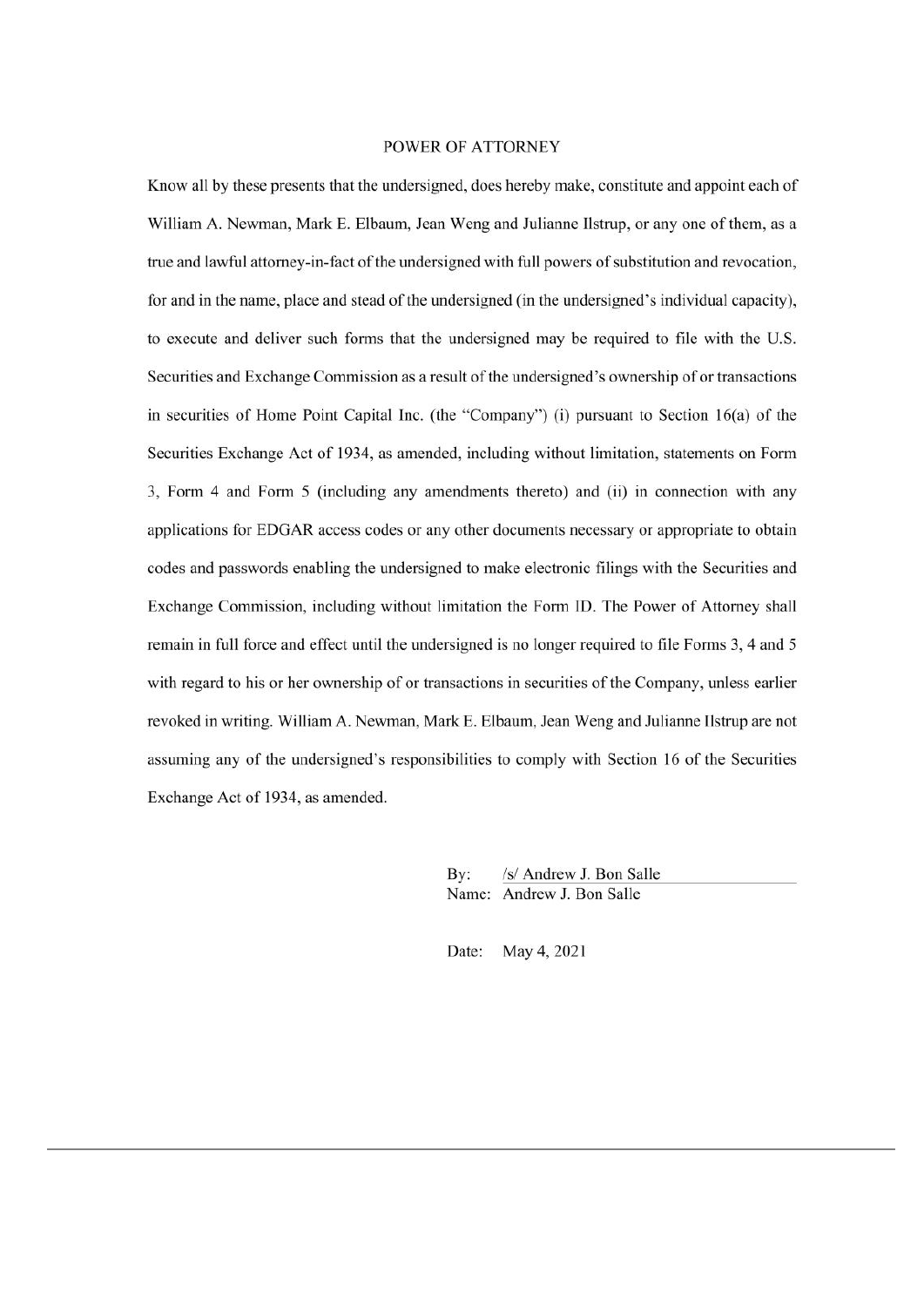# POWER OF ATTORNEY

Know all by these presents that the undersigned, does hereby make, constitute and appoint each of William A. Newman, Mark E. Elbaum, Jean Weng and Julianne Ilstrup, or any one of them, as a true and lawful attorney-in-fact of the undersigned with full powers of substitution and revocation, for and in the name, place and stead of the undersigned (in the undersigned's individual capacity), to execute and deliver such forms that the undersigned may be required to file with the U.S. Securities and Exchange Commission as a result of the undersigned's ownership of or transactions in securities of Home Point Capital Inc. (the "Company") (i) pursuant to Section 16(a) of the Securities Exchange Act of 1934, as amended, including without limitation, statements on Form 3, Form 4 and Form 5 (including any amendments thereto) and (ii) in connection with any applications for EDGAR access codes or any other documents necessary or appropriate to obtain codes and passwords enabling the undersigned to make electronic filings with the Securities and Exchange Commission, including without limitation the Form ID. The Power of Attorney shall remain in full force and effect until the undersigned is no longer required to file Forms 3, 4 and 5 with regard to his or her ownership of or transactions in securities of the Company, unless earlier revoked in writing. William A. Newman, Mark E. Elbaum, Jean Weng and Julianne Ilstrup are not assuming any of the undersigned's responsibilities to comply with Section 16 of the Securities Exchange Act of 1934, as amended.

By: /s/ Andrew J. Bon Salle
Name: Andrew J. Bon Salle

Date: May 4, 2021